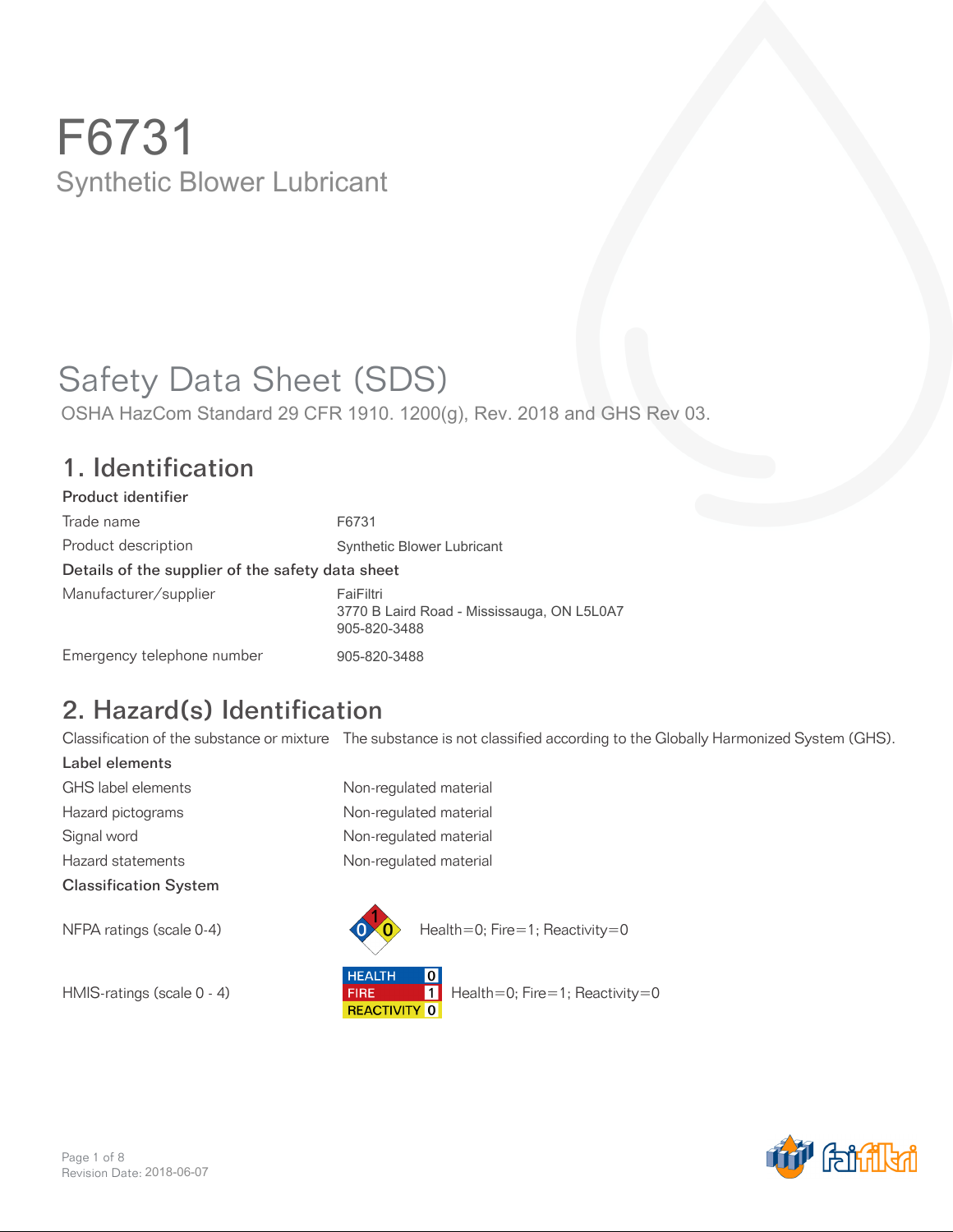# F6731

Synthetic Blower Lubricant

# Safety Data Sheet (SDS)

OSHA HazCom Standard 29 CFR 1910. 1200(g), Rev. 2018 and GHS Rev 03.

## 1. Identification

### Product identifier

| | |
|---|---|
| Trade name | F6731 |
| Product description | Synthetic Blower Lubricant |

### Details of the supplier of the safety data sheet

| | |
|---|---|
| Manufacturer/supplier | FaiFiltri<br>3770 B Laird Road - Mississauga, ON L5L0A7<br>905-820-3488 |
| Emergency telephone number | 905-820-3488 |

## 2. Hazard(s) Identification

| | |
|---|---|
| Classification of the substance or mixture | The substance is not classified according to the Globally Harmonized System (GHS). |

### Label elements

| | |
|---|---|
| GHS label elements | Non-regulated material |
| Hazard pictograms | Non-regulated material |
| Signal word | Non-regulated material |
| Hazard statements | Non-regulated material |

### Classification System

| | |
|---|---|
| NFPA ratings (scale 0-4) | Health=0; Fire=1; Reactivity=0 |
| HMIS-ratings (scale 0 - 4) | HEALTH 0<br>FIRE 1<br>REACTIVITY 0<br>Health=0; Fire=1; Reactivity=0 |

Revision Date: 2018-06-07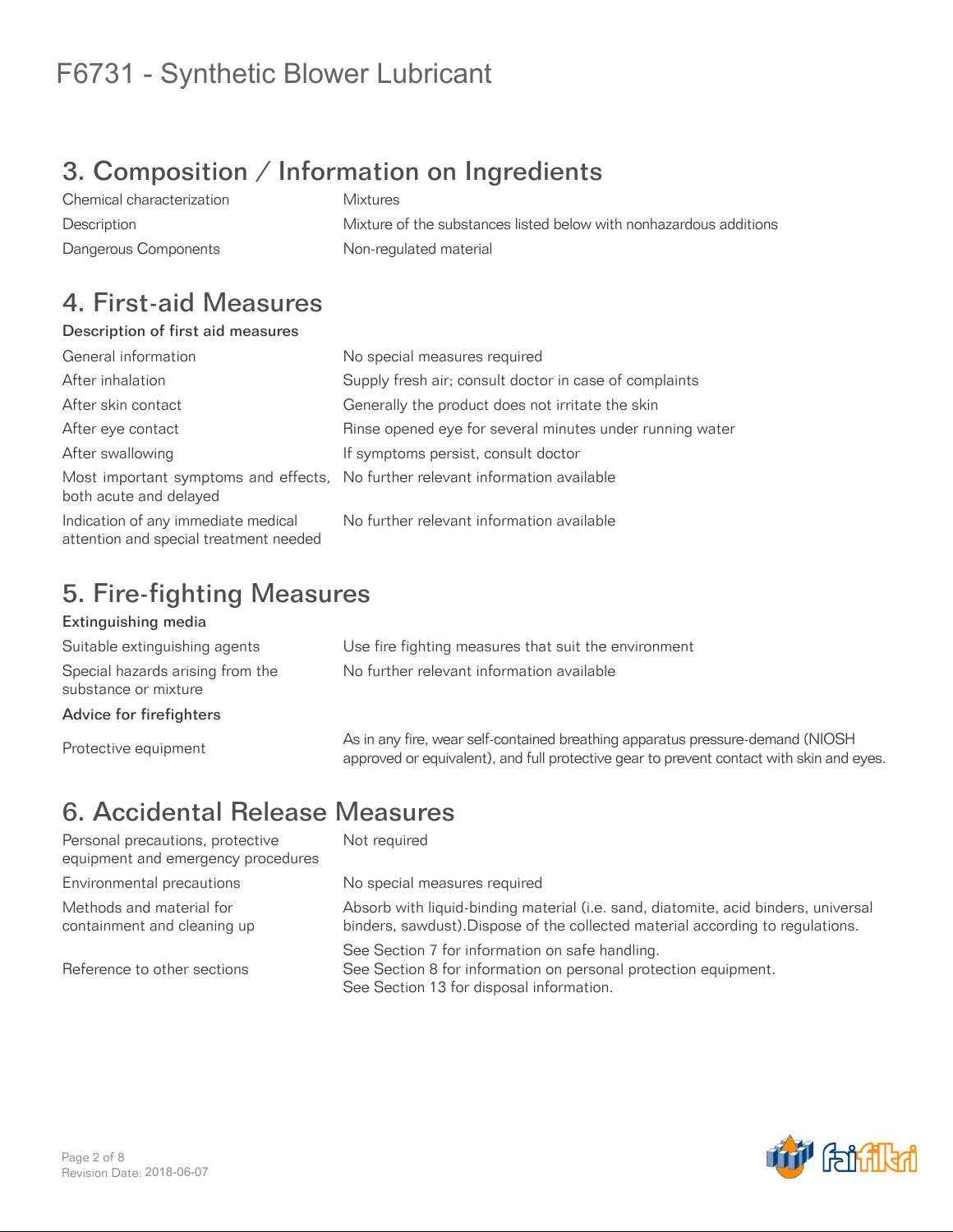# F6731 - Synthetic Blower Lubricant

## 3. Composition / Information on Ingredients

| | |
|---|---|
| Chemical characterization | Mixtures |
| Description | Mixture of the substances listed below with nonhazardous additions |
| Dangerous Components | Non-regulated material |

## 4. First-aid Measures

### Description of first aid measures

| | |
|---|---|
| General information | No special measures required |
| After inhalation | Supply fresh air; consult doctor in case of complaints |
| After skin contact | Generally the product does not irritate the skin |
| After eye contact | Rinse opened eye for several minutes under running water |
| After swallowing | If symptoms persist, consult doctor |
| Most important symptoms and effects, both acute and delayed | No further relevant information available |
| Indication of any immediate medical attention and special treatment needed | No further relevant information available |

## 5. Fire-fighting Measures

### Extinguishing media

| | |
|---|---|
| Suitable extinguishing agents | Use fire fighting measures that suit the environment |
| Special hazards arising from the substance or mixture | No further relevant information available |

### Advice for firefighters

| | |
|---|---|
| Protective equipment | As in any fire, wear self-contained breathing apparatus pressure-demand (NIOSH approved or equivalent), and full protective gear to prevent contact with skin and eyes. |

## 6. Accidental Release Measures

| | |
|---|---|
| Personal precautions, protective equipment and emergency procedures | Not required |
| Environmental precautions | No special measures required |
| Methods and material for containment and cleaning up | Absorb with liquid-binding material (i.e. sand, diatomite, acid binders, universal binders, sawdust).Dispose of the collected material according to regulations. |
| Reference to other sections | See Section 7 for information on safe handling.<br>See Section 8 for information on personal protection equipment.<br>See Section 13 for disposal information. |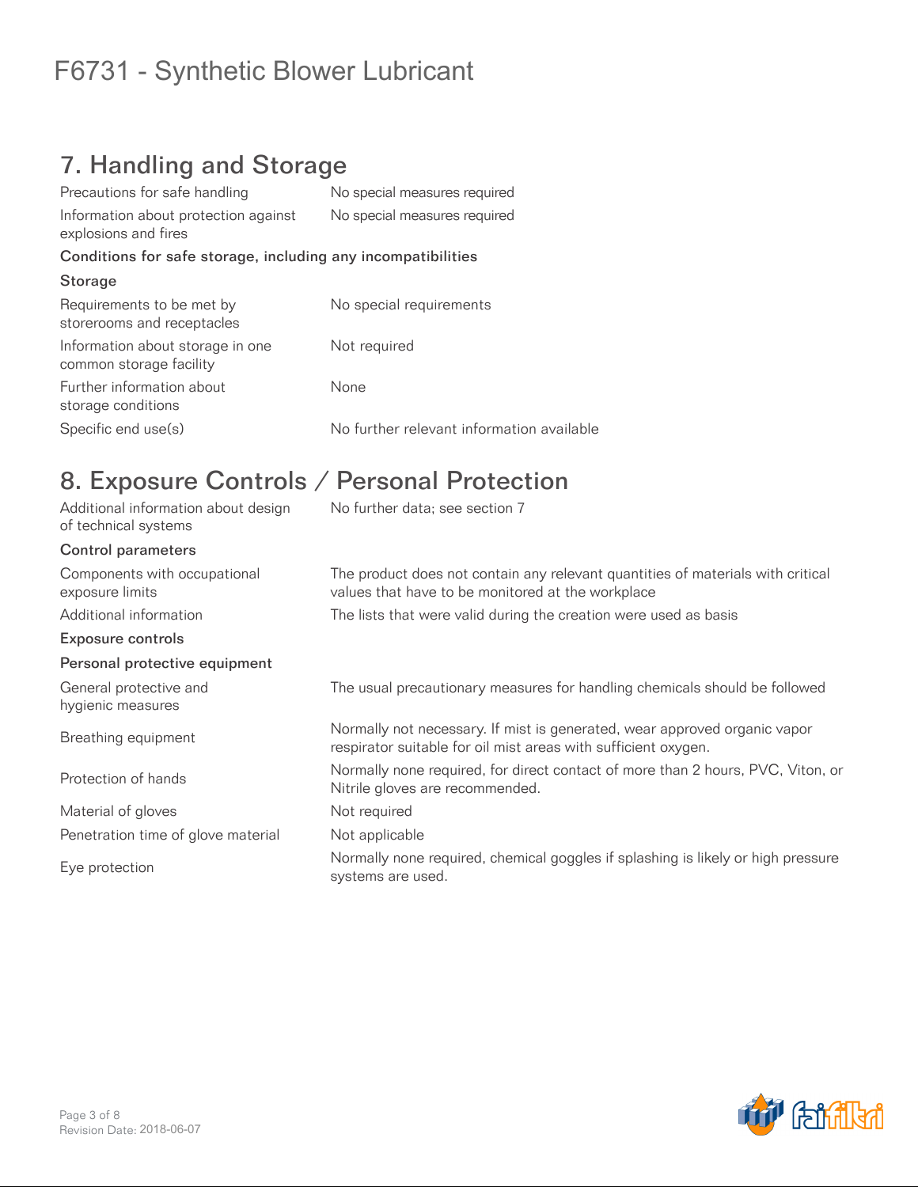# F6731 - Synthetic Blower Lubricant

## 7. Handling and Storage

| | |
|---|---|
| Precautions for safe handling | No special measures required |
| Information about protection against explosions and fires | No special measures required |

### Conditions for safe storage, including any incompatibilities

#### Storage

| | |
|---|---|
| Requirements to be met by storerooms and receptacles | No special requirements |
| Information about storage in one common storage facility | Not required |
| Further information about storage conditions | None |
| Specific end use(s) | No further relevant information available |

## 8. Exposure Controls / Personal Protection

| | |
|---|---|
| Additional information about design of technical systems | No further data; see section 7 |

### Control parameters

| | |
|---|---|
| Components with occupational exposure limits | The product does not contain any relevant quantities of materials with critical values that have to be monitored at the workplace |
| Additional information | The lists that were valid during the creation were used as basis |

### Exposure controls

#### Personal protective equipment

| | |
|---|---|
| General protective and hygienic measures | The usual precautionary measures for handling chemicals should be followed |
| Breathing equipment | Normally not necessary. If mist is generated, wear approved organic vapor respirator suitable for oil mist areas with sufficient oxygen. |
| Protection of hands | Normally none required, for direct contact of more than 2 hours, PVC, Viton, or Nitrile gloves are recommended. |
| Material of gloves | Not required |
| Penetration time of glove material | Not applicable |
| Eye protection | Normally none required, chemical goggles if splashing is likely or high pressure systems are used. |

Revision Date: 2018-06-07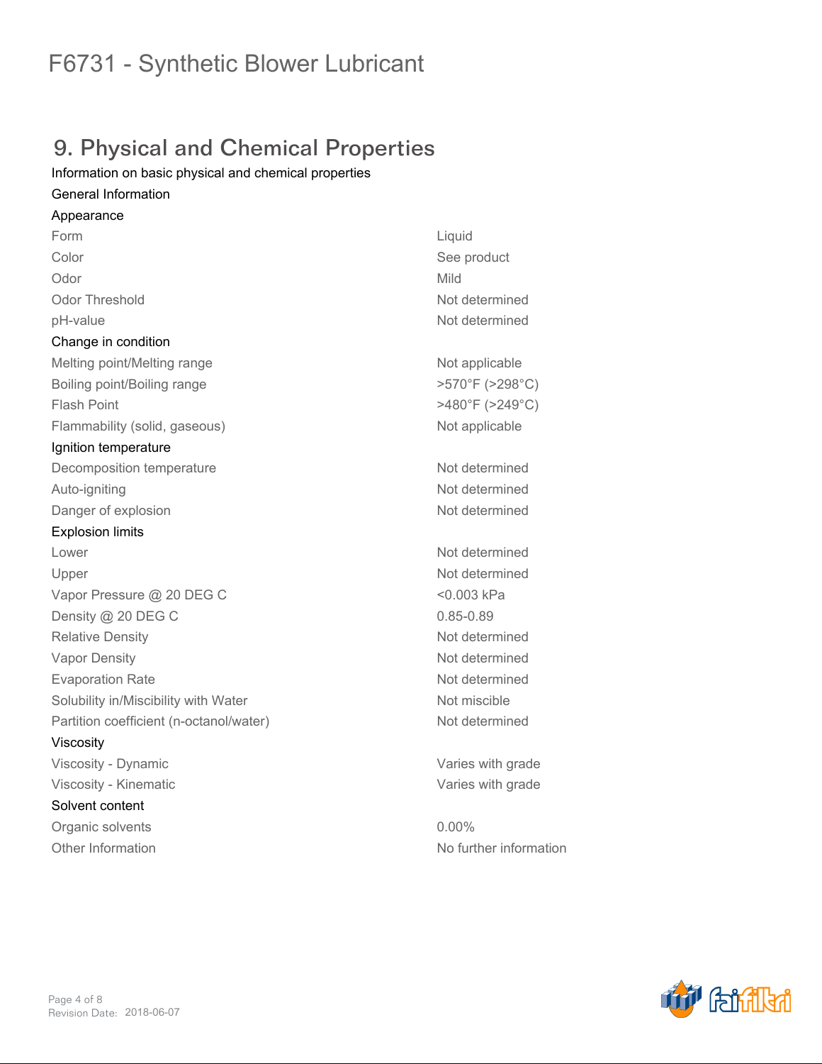# F6731 - Synthetic Blower Lubricant

## 9. Physical and Chemical Properties

Information on basic physical and chemical properties

General Information

Appearance

| | |
|---|---|
| Form | Liquid |
| Color | See product |
| Odor | Mild |
| Odor Threshold | Not determined |
| pH-value | Not determined |

Change in condition

| | |
|---|---|
| Melting point/Melting range | Not applicable |
| Boiling point/Boiling range | >570°F (>298°C) |
| Flash Point | >480°F (>249°C) |
| Flammability (solid, gaseous) | Not applicable |

Ignition temperature

| | |
|---|---|
| Decomposition temperature | Not determined |
| Auto-igniting | Not determined |
| Danger of explosion | Not determined |

Explosion limits

| | |
|---|---|
| Lower | Not determined |
| Upper | Not determined |
| Vapor Pressure @ 20 DEG C | <0.003 kPa |
| Density @ 20 DEG C | 0.85-0.89 |
| Relative Density | Not determined |
| Vapor Density | Not determined |
| Evaporation Rate | Not determined |
| Solubility in/Miscibility with Water | Not miscible |
| Partition coefficient (n-octanol/water) | Not determined |

Viscosity

| | |
|---|---|
| Viscosity - Dynamic | Varies with grade |
| Viscosity - Kinematic | Varies with grade |

Solvent content

| | |
|---|---|
| Organic solvents | 0.00% |
| Other Information | No further information |

Revision Date: 2018-06-07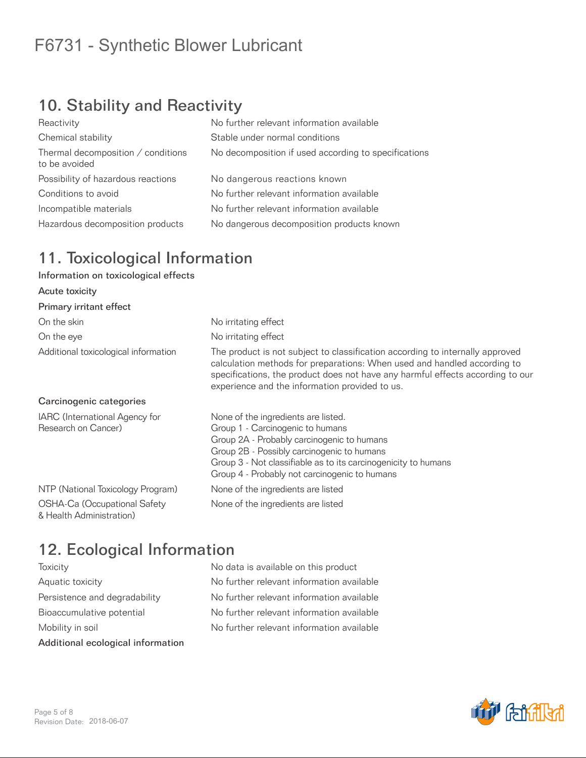# F6731 - Synthetic Blower Lubricant

## 10. Stability and Reactivity

| | |
|---|---|
| Reactivity | No further relevant information available |
| Chemical stability | Stable under normal conditions |
| Thermal decomposition / conditions to be avoided | No decomposition if used according to specifications |
| Possibility of hazardous reactions | No dangerous reactions known |
| Conditions to avoid | No further relevant information available |
| Incompatible materials | No further relevant information available |
| Hazardous decomposition products | No dangerous decomposition products known |

## 11. Toxicological Information

**Information on toxicological effects**

**Acute toxicity**

**Primary irritant effect**

| | |
|---|---|
| On the skin | No irritating effect |
| On the eye | No irritating effect |
| Additional toxicological information | The product is not subject to classification according to internally approved calculation methods for preparations: When used and handled according to specifications, the product does not have any harmful effects according to our experience and the information provided to us. |

**Carcinogenic categories**

| | |
|---|---|
| IARC (International Agency for Research on Cancer) | None of the ingredients are listed.<br>Group 1 - Carcinogenic to humans<br>Group 2A - Probably carcinogenic to humans<br>Group 2B - Possibly carcinogenic to humans<br>Group 3 - Not classifiable as to its carcinogenicity to humans<br>Group 4 - Probably not carcinogenic to humans |
| NTP (National Toxicology Program) | None of the ingredients are listed |
| OSHA-Ca (Occupational Safety & Health Administration) | None of the ingredients are listed |

## 12. Ecological Information

| | |
|---|---|
| Toxicity | No data is available on this product |
| Aquatic toxicity | No further relevant information available |
| Persistence and degradability | No further relevant information available |
| Bioaccumulative potential | No further relevant information available |
| Mobility in soil | No further relevant information available |

**Additional ecological information**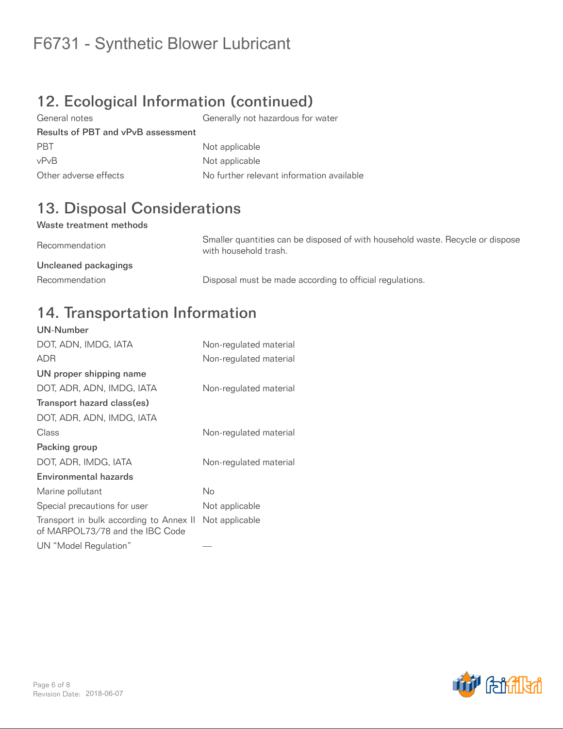# F6731 - Synthetic Blower Lubricant

## 12. Ecological Information (continued)

| | |
|---|---|
| General notes | Generally not hazardous for water |
| **Results of PBT and vPvB assessment** | |
| PBT | Not applicable |
| vPvB | Not applicable |
| Other adverse effects | No further relevant information available |

## 13. Disposal Considerations

**Waste treatment methods**

| | |
|---|---|
| Recommendation | Smaller quantities can be disposed of with household waste. Recycle or dispose with household trash. |
| **Uncleaned packagings** | |
| Recommendation | Disposal must be made according to official regulations. |

## 14. Transportation Information

| | |
|---|---|
| **UN-Number** | |
| DOT, ADN, IMDG, IATA | Non-regulated material |
| ADR | Non-regulated material |
| **UN proper shipping name** | |
| DOT, ADR, ADN, IMDG, IATA | Non-regulated material |
| **Transport hazard class(es)** | |
| DOT, ADR, ADN, IMDG, IATA | |
| Class | Non-regulated material |
| **Packing group** | |
| DOT, ADR, IMDG, IATA | Non-regulated material |
| **Environmental hazards** | |
| Marine pollutant | No |
| Special precautions for user | Not applicable |
| Transport in bulk according to Annex II of MARPOL73/78 and the IBC Code | Not applicable |
| UN "Model Regulation" | — |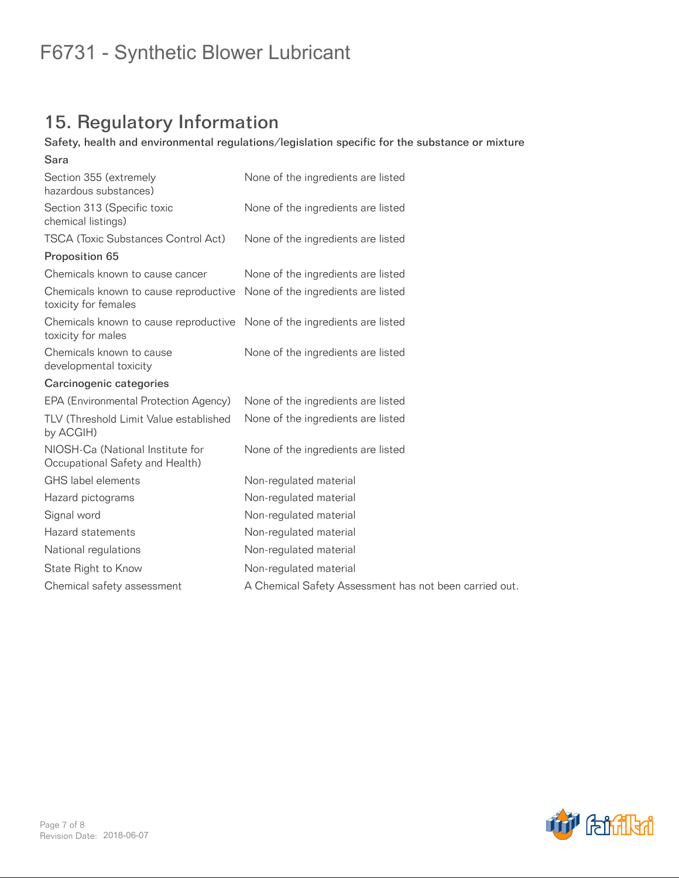# F6731 - Synthetic Blower Lubricant

## 15. Regulatory Information

**Safety, health and environmental regulations/legislation specific for the substance or mixture**

**Sara**

| | |
|---|---|
| Section 355 (extremely hazardous substances) | None of the ingredients are listed |
| Section 313 (Specific toxic chemical listings) | None of the ingredients are listed |
| TSCA (Toxic Substances Control Act) | None of the ingredients are listed |

**Proposition 65**

| | |
|---|---|
| Chemicals known to cause cancer | None of the ingredients are listed |
| Chemicals known to cause reproductive toxicity for females | None of the ingredients are listed |
| Chemicals known to cause reproductive toxicity for males | None of the ingredients are listed |
| Chemicals known to cause developmental toxicity | None of the ingredients are listed |

**Carcinogenic categories**

| | |
|---|---|
| EPA (Environmental Protection Agency) | None of the ingredients are listed |
| TLV (Threshold Limit Value established by ACGIH) | None of the ingredients are listed |
| NIOSH-Ca (National Institute for Occupational Safety and Health) | None of the ingredients are listed |
| GHS label elements | Non-regulated material |
| Hazard pictograms | Non-regulated material |
| Signal word | Non-regulated material |
| Hazard statements | Non-regulated material |
| National regulations | Non-regulated material |
| State Right to Know | Non-regulated material |
| Chemical safety assessment | A Chemical Safety Assessment has not been carried out. |

Revision Date: 2018-06-07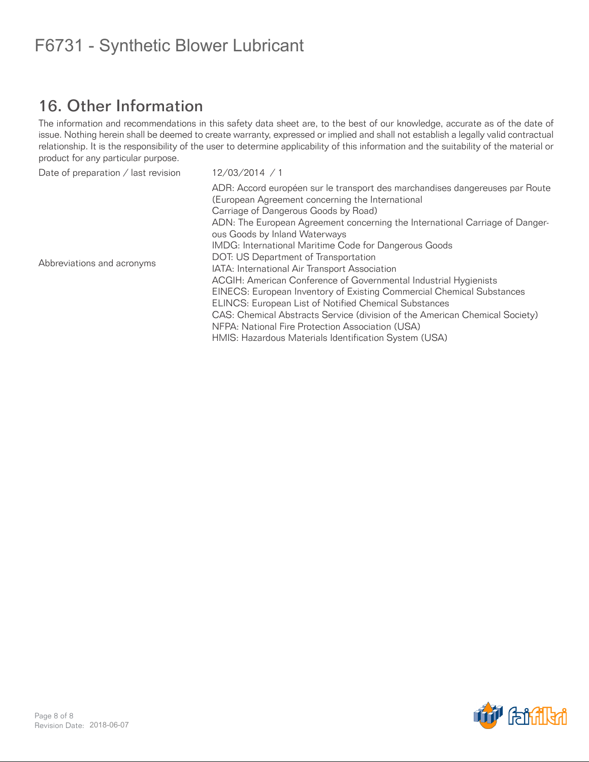## 16. Other Information

The information and recommendations in this safety data sheet are, to the best of our knowledge, accurate as of the date of issue. Nothing herein shall be deemed to create warranty, expressed or implied and shall not establish a legally valid contractual relationship. It is the responsibility of the user to determine applicability of this information and the suitability of the material or product for any particular purpose.

| | |
|---|---|
| Date of preparation / last revision | 12/03/2014 / 1 |
| Abbreviations and acronyms | ADR: Accord européen sur le transport des marchandises dangereuses par Route (European Agreement concerning the International Carriage of Dangerous Goods by Road)<br>ADN: The European Agreement concerning the International Carriage of Dangerous Goods by Inland Waterways<br>IMDG: International Maritime Code for Dangerous Goods<br>DOT: US Department of Transportation<br>IATA: International Air Transport Association<br>ACGIH: American Conference of Governmental Industrial Hygienists<br>EINECS: European Inventory of Existing Commercial Chemical Substances<br>ELINCS: European List of Notified Chemical Substances<br>CAS: Chemical Abstracts Service (division of the American Chemical Society)<br>NFPA: National Fire Protection Association (USA)<br>HMIS: Hazardous Materials Identification System (USA) |